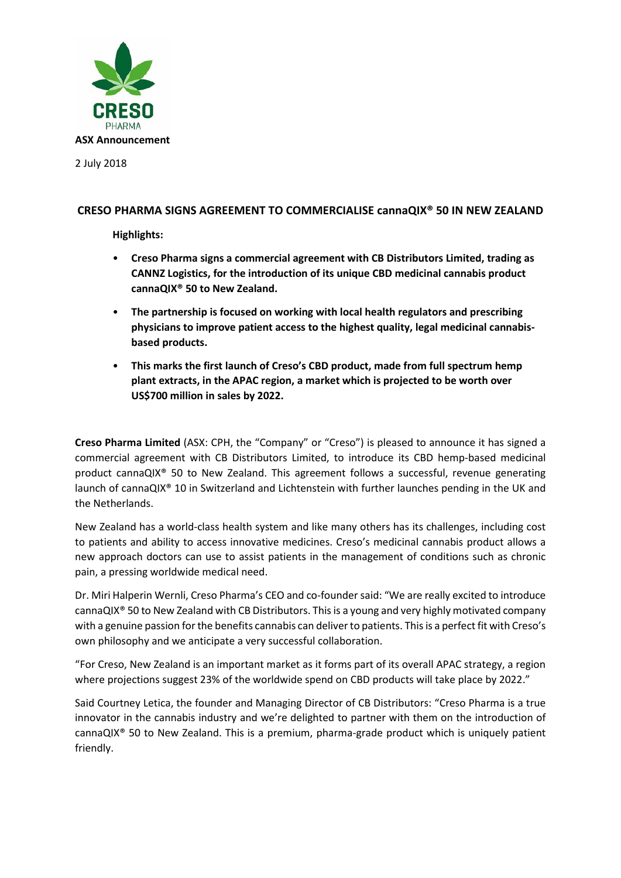CRESO PHARMA

**ASX Announcement**

2 July 2018

## CRESO PHARMA SIGNS AGREEMENT TO COMMERCIALISE cannaQIX® 50 IN NEW ZEALAND

**Highlights:**

- **Creso Pharma signs a commercial agreement with CB Distributors Limited, trading as CANNZ Logistics, for the introduction of its unique CBD medicinal cannabis product cannaQIX® 50 to New Zealand.**
- **The partnership is focused on working with local health regulators and prescribing physicians to improve patient access to the highest quality, legal medicinal cannabis-based products.**
- **This marks the first launch of Creso's CBD product, made from full spectrum hemp plant extracts, in the APAC region, a market which is projected to be worth over US$700 million in sales by 2022.**

**Creso Pharma Limited** (ASX: CPH, the "Company" or "Creso") is pleased to announce it has signed a commercial agreement with CB Distributors Limited, to introduce its CBD hemp-based medicinal product cannaQIX® 50 to New Zealand. This agreement follows a successful, revenue generating launch of cannaQIX® 10 in Switzerland and Lichtenstein with further launches pending in the UK and the Netherlands.

New Zealand has a world-class health system and like many others has its challenges, including cost to patients and ability to access innovative medicines. Creso's medicinal cannabis product allows a new approach doctors can use to assist patients in the management of conditions such as chronic pain, a pressing worldwide medical need.

Dr. Miri Halperin Wernli, Creso Pharma's CEO and co-founder said: "We are really excited to introduce cannaQIX® 50 to New Zealand with CB Distributors. This is a young and very highly motivated company with a genuine passion for the benefits cannabis can deliver to patients. This is a perfect fit with Creso's own philosophy and we anticipate a very successful collaboration.

"For Creso, New Zealand is an important market as it forms part of its overall APAC strategy, a region where projections suggest 23% of the worldwide spend on CBD products will take place by 2022."

Said Courtney Letica, the founder and Managing Director of CB Distributors: "Creso Pharma is a true innovator in the cannabis industry and we're delighted to partner with them on the introduction of cannaQIX® 50 to New Zealand. This is a premium, pharma-grade product which is uniquely patient friendly.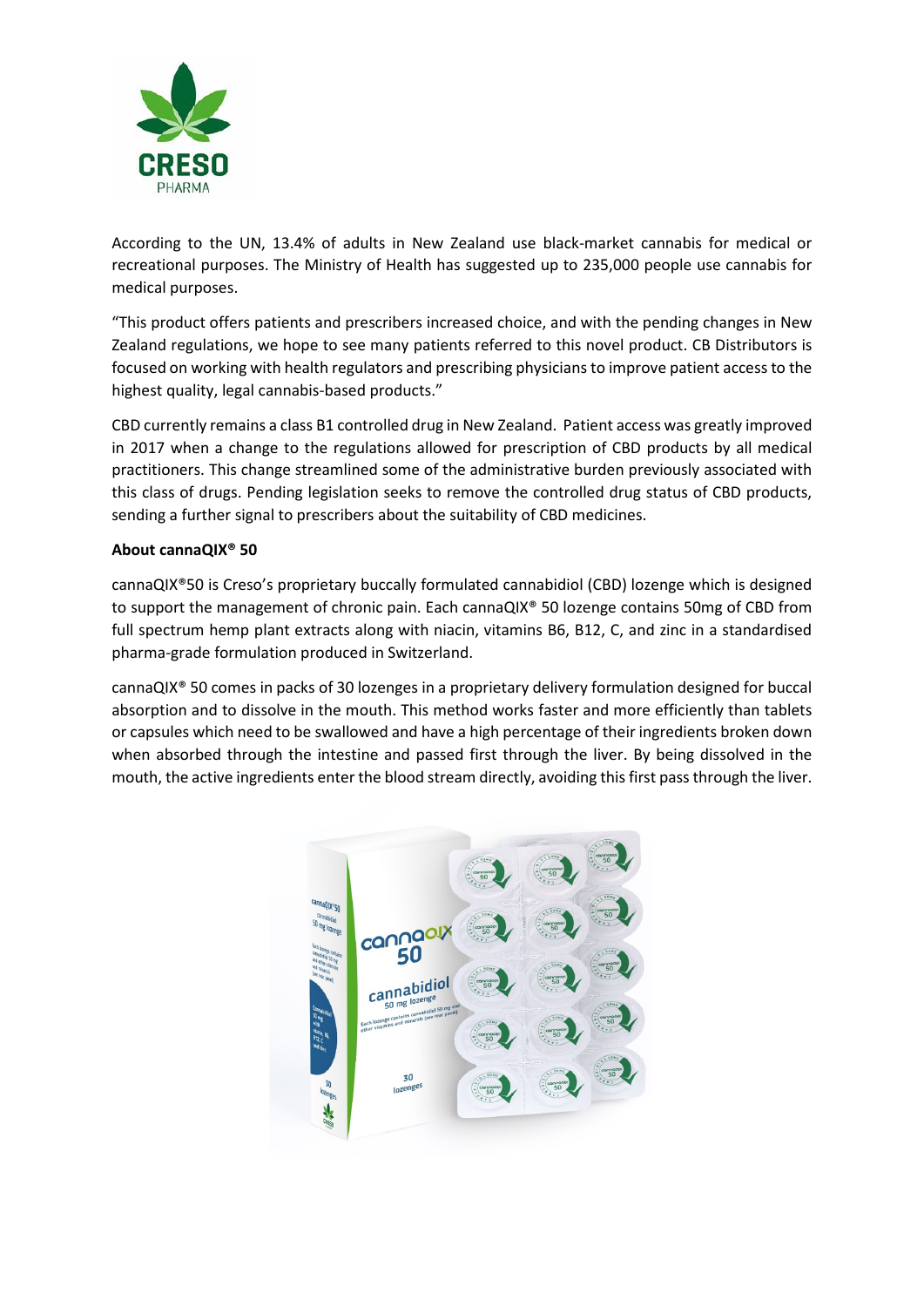According to the UN, 13.4% of adults in New Zealand use black-market cannabis for medical or recreational purposes. The Ministry of Health has suggested up to 235,000 people use cannabis for medical purposes.

"This product offers patients and prescribers increased choice, and with the pending changes in New Zealand regulations, we hope to see many patients referred to this novel product. CB Distributors is focused on working with health regulators and prescribing physicians to improve patient access to the highest quality, legal cannabis-based products."

CBD currently remains a class B1 controlled drug in New Zealand. Patient access was greatly improved in 2017 when a change to the regulations allowed for prescription of CBD products by all medical practitioners. This change streamlined some of the administrative burden previously associated with this class of drugs. Pending legislation seeks to remove the controlled drug status of CBD products, sending a further signal to prescribers about the suitability of CBD medicines.

**About cannaQIX® 50**

cannaQIX®50 is Creso's proprietary buccally formulated cannabidiol (CBD) lozenge which is designed to support the management of chronic pain. Each cannaQIX® 50 lozenge contains 50mg of CBD from full spectrum hemp plant extracts along with niacin, vitamins B6, B12, C, and zinc in a standardised pharma-grade formulation produced in Switzerland.

cannaQIX® 50 comes in packs of 30 lozenges in a proprietary delivery formulation designed for buccal absorption and to dissolve in the mouth. This method works faster and more efficiently than tablets or capsules which need to be swallowed and have a high percentage of their ingredients broken down when absorbed through the intestine and passed first through the liver. By being dissolved in the mouth, the active ingredients enter the blood stream directly, avoiding this first pass through the liver.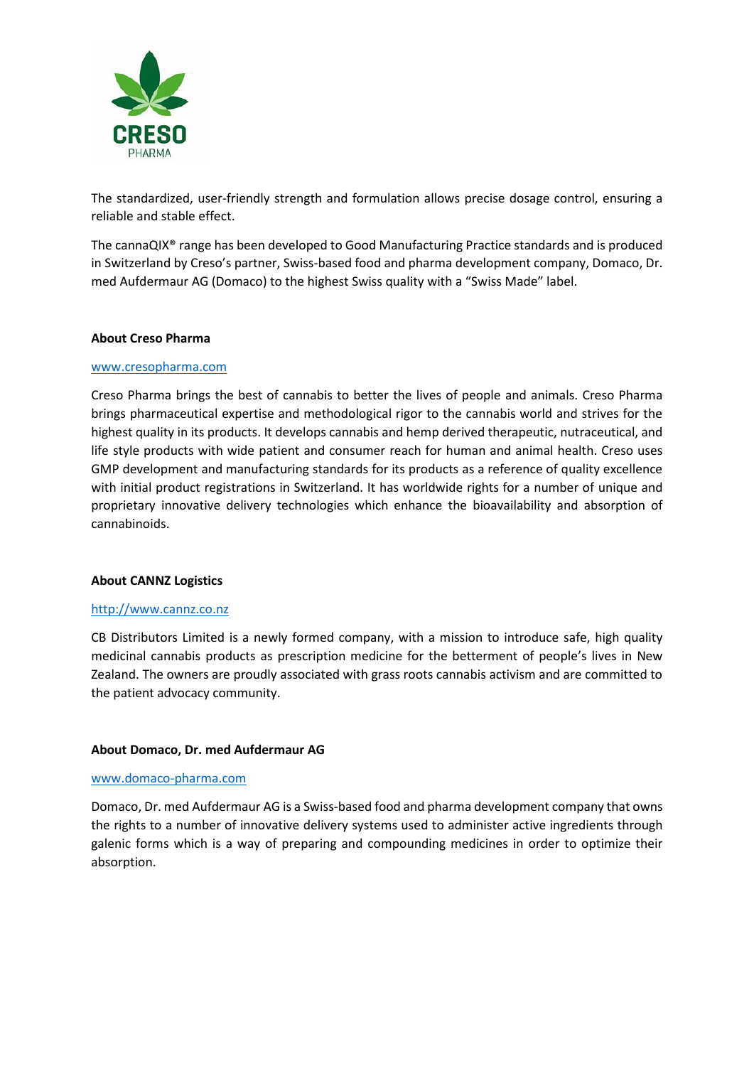The standardized, user-friendly strength and formulation allows precise dosage control, ensuring a reliable and stable effect.

The cannaQIX® range has been developed to Good Manufacturing Practice standards and is produced in Switzerland by Creso's partner, Swiss-based food and pharma development company, Domaco, Dr. med Aufdermaur AG (Domaco) to the highest Swiss quality with a "Swiss Made" label.

**About Creso Pharma**

www.cresopharma.com

Creso Pharma brings the best of cannabis to better the lives of people and animals. Creso Pharma brings pharmaceutical expertise and methodological rigor to the cannabis world and strives for the highest quality in its products. It develops cannabis and hemp derived therapeutic, nutraceutical, and life style products with wide patient and consumer reach for human and animal health. Creso uses GMP development and manufacturing standards for its products as a reference of quality excellence with initial product registrations in Switzerland. It has worldwide rights for a number of unique and proprietary innovative delivery technologies which enhance the bioavailability and absorption of cannabinoids.

**About CANNZ Logistics**

http://www.cannz.co.nz

CB Distributors Limited is a newly formed company, with a mission to introduce safe, high quality medicinal cannabis products as prescription medicine for the betterment of people's lives in New Zealand. The owners are proudly associated with grass roots cannabis activism and are committed to the patient advocacy community.

**About Domaco, Dr. med Aufdermaur AG**

www.domaco-pharma.com

Domaco, Dr. med Aufdermaur AG is a Swiss-based food and pharma development company that owns the rights to a number of innovative delivery systems used to administer active ingredients through galenic forms which is a way of preparing and compounding medicines in order to optimize their absorption.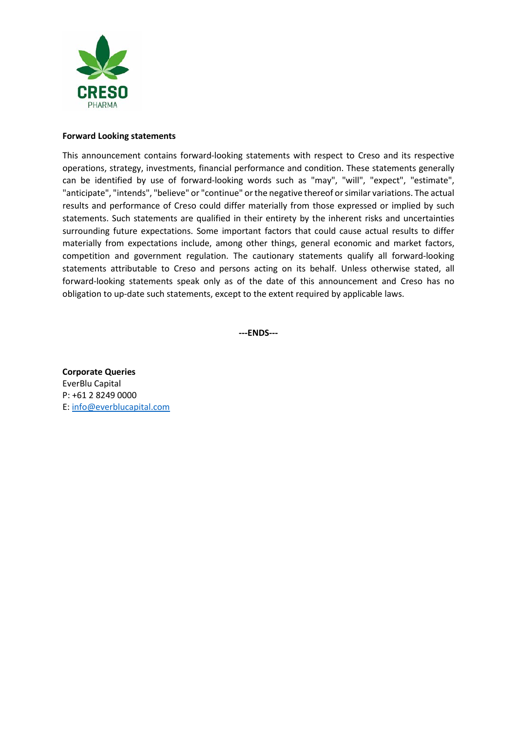**Forward Looking statements**

This announcement contains forward-looking statements with respect to Creso and its respective operations, strategy, investments, financial performance and condition. These statements generally can be identified by use of forward-looking words such as "may", "will", "expect", "estimate", "anticipate", "intends", "believe" or "continue" or the negative thereof or similar variations. The actual results and performance of Creso could differ materially from those expressed or implied by such statements. Such statements are qualified in their entirety by the inherent risks and uncertainties surrounding future expectations. Some important factors that could cause actual results to differ materially from expectations include, among other things, general economic and market factors, competition and government regulation. The cautionary statements qualify all forward-looking statements attributable to Creso and persons acting on its behalf. Unless otherwise stated, all forward-looking statements speak only as of the date of this announcement and Creso has no obligation to up-date such statements, except to the extent required by applicable laws.

**---ENDS---**

**Corporate Queries**
EverBlu Capital
P: +61 2 8249 0000
E: info@everblucapital.com